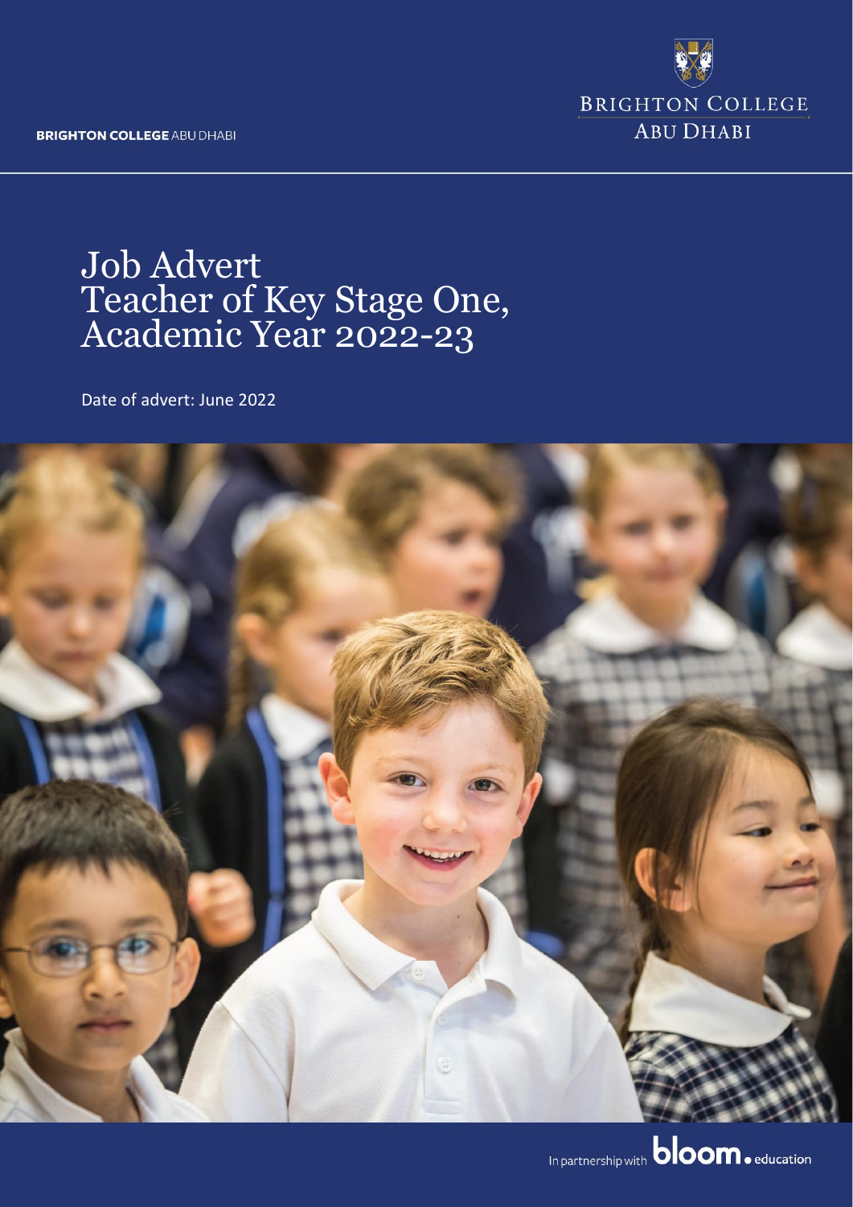**BRIGHTON COLLEGE** ABU DHABI

BRIGHTON COLLEGE
ABU DHABI

# Job Advert
# Teacher of Key Stage One, Academic Year 2022-23

Date of advert: June 2022

In partnership with **bloom**. education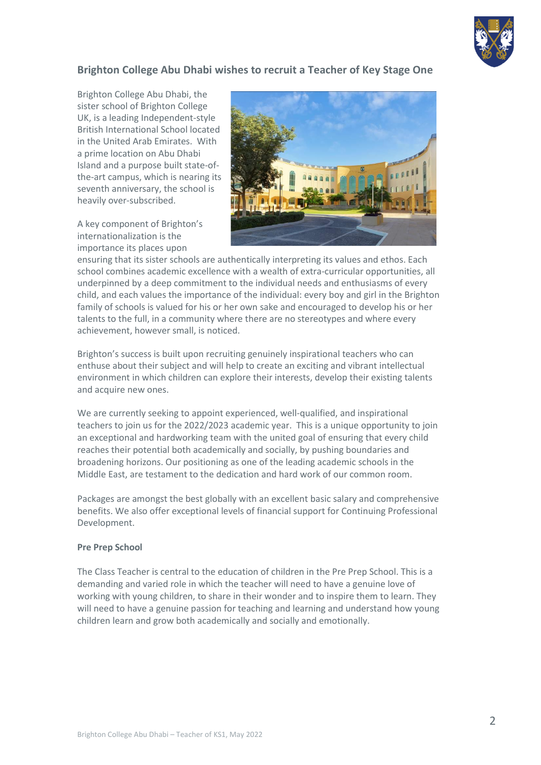## Brighton College Abu Dhabi wishes to recruit a Teacher of Key Stage One

Brighton College Abu Dhabi, the sister school of Brighton College UK, is a leading Independent-style British International School located in the United Arab Emirates. With a prime location on Abu Dhabi Island and a purpose built state-of-the-art campus, which is nearing its seventh anniversary, the school is heavily over-subscribed.

A key component of Brighton's internationalization is the importance its places upon ensuring that its sister schools are authentically interpreting its values and ethos. Each school combines academic excellence with a wealth of extra-curricular opportunities, all underpinned by a deep commitment to the individual needs and enthusiasms of every child, and each values the importance of the individual: every boy and girl in the Brighton family of schools is valued for his or her own sake and encouraged to develop his or her talents to the full, in a community where there are no stereotypes and where every achievement, however small, is noticed.

Brighton's success is built upon recruiting genuinely inspirational teachers who can enthuse about their subject and will help to create an exciting and vibrant intellectual environment in which children can explore their interests, develop their existing talents and acquire new ones.

We are currently seeking to appoint experienced, well-qualified, and inspirational teachers to join us for the 2022/2023 academic year. This is a unique opportunity to join an exceptional and hardworking team with the united goal of ensuring that every child reaches their potential both academically and socially, by pushing boundaries and broadening horizons. Our positioning as one of the leading academic schools in the Middle East, are testament to the dedication and hard work of our common room.

Packages are amongst the best globally with an excellent basic salary and comprehensive benefits. We also offer exceptional levels of financial support for Continuing Professional Development.

**Pre Prep School**

The Class Teacher is central to the education of children in the Pre Prep School. This is a demanding and varied role in which the teacher will need to have a genuine love of working with young children, to share in their wonder and to inspire them to learn. They will need to have a genuine passion for teaching and learning and understand how young children learn and grow both academically and socially and emotionally.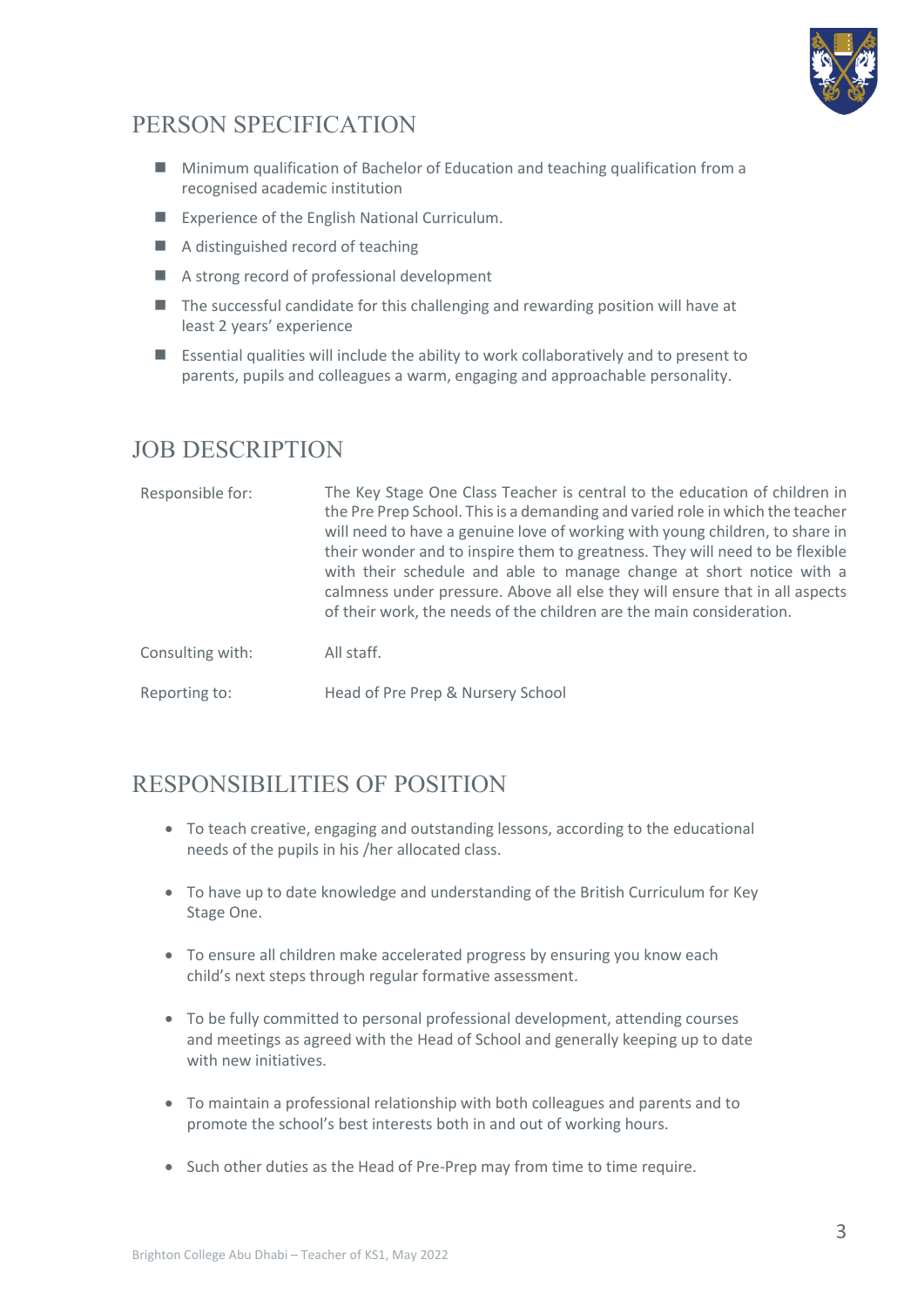## PERSON SPECIFICATION

- Minimum qualification of Bachelor of Education and teaching qualification from a recognised academic institution
- Experience of the English National Curriculum.
- A distinguished record of teaching
- A strong record of professional development
- The successful candidate for this challenging and rewarding position will have at least 2 years' experience
- Essential qualities will include the ability to work collaboratively and to present to parents, pupils and colleagues a warm, engaging and approachable personality.

## JOB DESCRIPTION

| | |
|---|---|
| Responsible for: | The Key Stage One Class Teacher is central to the education of children in the Pre Prep School. This is a demanding and varied role in which the teacher will need to have a genuine love of working with young children, to share in their wonder and to inspire them to greatness. They will need to be flexible with their schedule and able to manage change at short notice with a calmness under pressure. Above all else they will ensure that in all aspects of their work, the needs of the children are the main consideration. |
| Consulting with: | All staff. |
| Reporting to: | Head of Pre Prep & Nursery School |

## RESPONSIBILITIES OF POSITION

- To teach creative, engaging and outstanding lessons, according to the educational needs of the pupils in his /her allocated class.
- To have up to date knowledge and understanding of the British Curriculum for Key Stage One.
- To ensure all children make accelerated progress by ensuring you know each child's next steps through regular formative assessment.
- To be fully committed to personal professional development, attending courses and meetings as agreed with the Head of School and generally keeping up to date with new initiatives.
- To maintain a professional relationship with both colleagues and parents and to promote the school's best interests both in and out of working hours.
- Such other duties as the Head of Pre-Prep may from time to time require.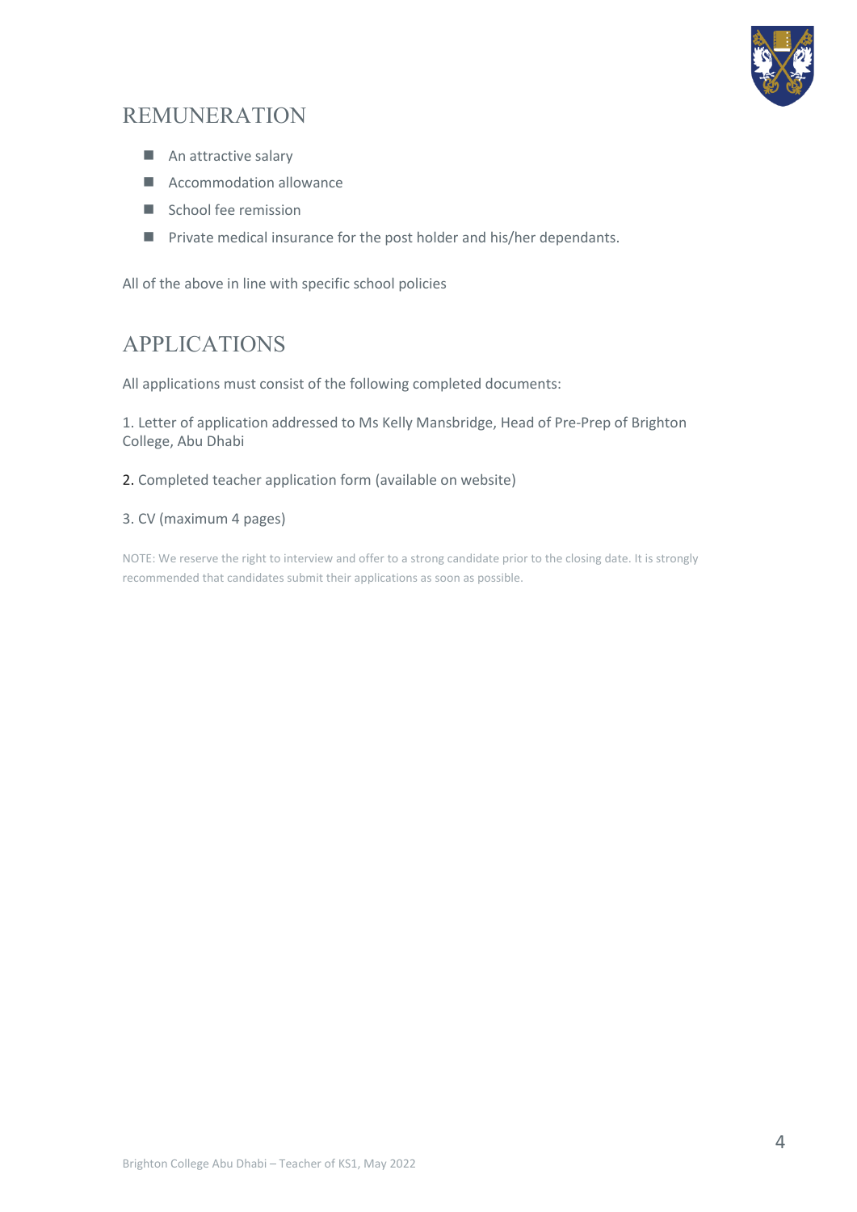## REMUNERATION

- An attractive salary
- Accommodation allowance
- School fee remission
- Private medical insurance for the post holder and his/her dependants.

All of the above in line with specific school policies

## APPLICATIONS

All applications must consist of the following completed documents:

1. Letter of application addressed to Ms Kelly Mansbridge, Head of Pre-Prep of Brighton College, Abu Dhabi

2. Completed teacher application form (available on website)

3. CV (maximum 4 pages)

NOTE: We reserve the right to interview and offer to a strong candidate prior to the closing date. It is strongly recommended that candidates submit their applications as soon as possible.